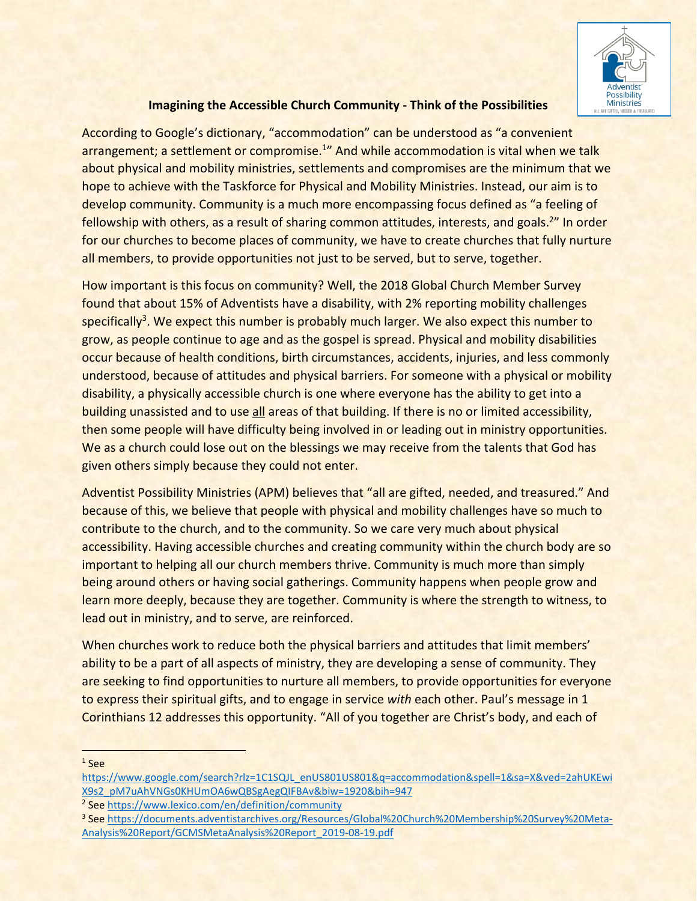## Imagining the Accessible Church Community - Think of the Possibilities

According to Google's dictionary, "accommodation" can be understood as "a convenient arrangement; a settlement or compromise.[1]" And while accommodation is vital when we talk about physical and mobility ministries, settlements and compromises are the minimum that we hope to achieve with the Taskforce for Physical and Mobility Ministries. Instead, our aim is to develop community. Community is a much more encompassing focus defined as "a feeling of fellowship with others, as a result of sharing common attitudes, interests, and goals.[2]" In order for our churches to become places of community, we have to create churches that fully nurture all members, to provide opportunities not just to be served, but to serve, together.

How important is this focus on community? Well, the 2018 Global Church Member Survey found that about 15% of Adventists have a disability, with 2% reporting mobility challenges specifically[3]. We expect this number is probably much larger. We also expect this number to grow, as people continue to age and as the gospel is spread. Physical and mobility disabilities occur because of health conditions, birth circumstances, accidents, injuries, and less commonly understood, because of attitudes and physical barriers. For someone with a physical or mobility disability, a physically accessible church is one where everyone has the ability to get into a building unassisted and to use <u>all</u> areas of that building. If there is no or limited accessibility, then some people will have difficulty being involved in or leading out in ministry opportunities. We as a church could lose out on the blessings we may receive from the talents that God has given others simply because they could not enter.

Adventist Possibility Ministries (APM) believes that "all are gifted, needed, and treasured." And because of this, we believe that people with physical and mobility challenges have so much to contribute to the church, and to the community. So we care very much about physical accessibility. Having accessible churches and creating community within the church body are so important to helping all our church members thrive. Community is much more than simply being around others or having social gatherings. Community happens when people grow and learn more deeply, because they are together. Community is where the strength to witness, to lead out in ministry, and to serve, are reinforced.

When churches work to reduce both the physical barriers and attitudes that limit members' ability to be a part of all aspects of ministry, they are developing a sense of community. They are seeking to find opportunities to nurture all members, to provide opportunities for everyone to express their spiritual gifts, and to engage in service *with* each other. Paul's message in 1 Corinthians 12 addresses this opportunity. "All of you together are Christ's body, and each of

---

[1] See https://www.google.com/search?rlz=1C1SQJL_enUS801US801&q=accommodation&spell=1&sa=X&ved=2ahUKEwiX9s2_pM7uAhVNGs0KHUmOA6wQBSgAegQIFBAv&biw=1920&bih=947

[2] See https://www.lexico.com/en/definition/community

[3] See https://documents.adventistarchives.org/Resources/Global%20Church%20Membership%20Survey%20Meta-Analysis%20Report/GCMSMetaAnalysis%20Report_2019-08-19.pdf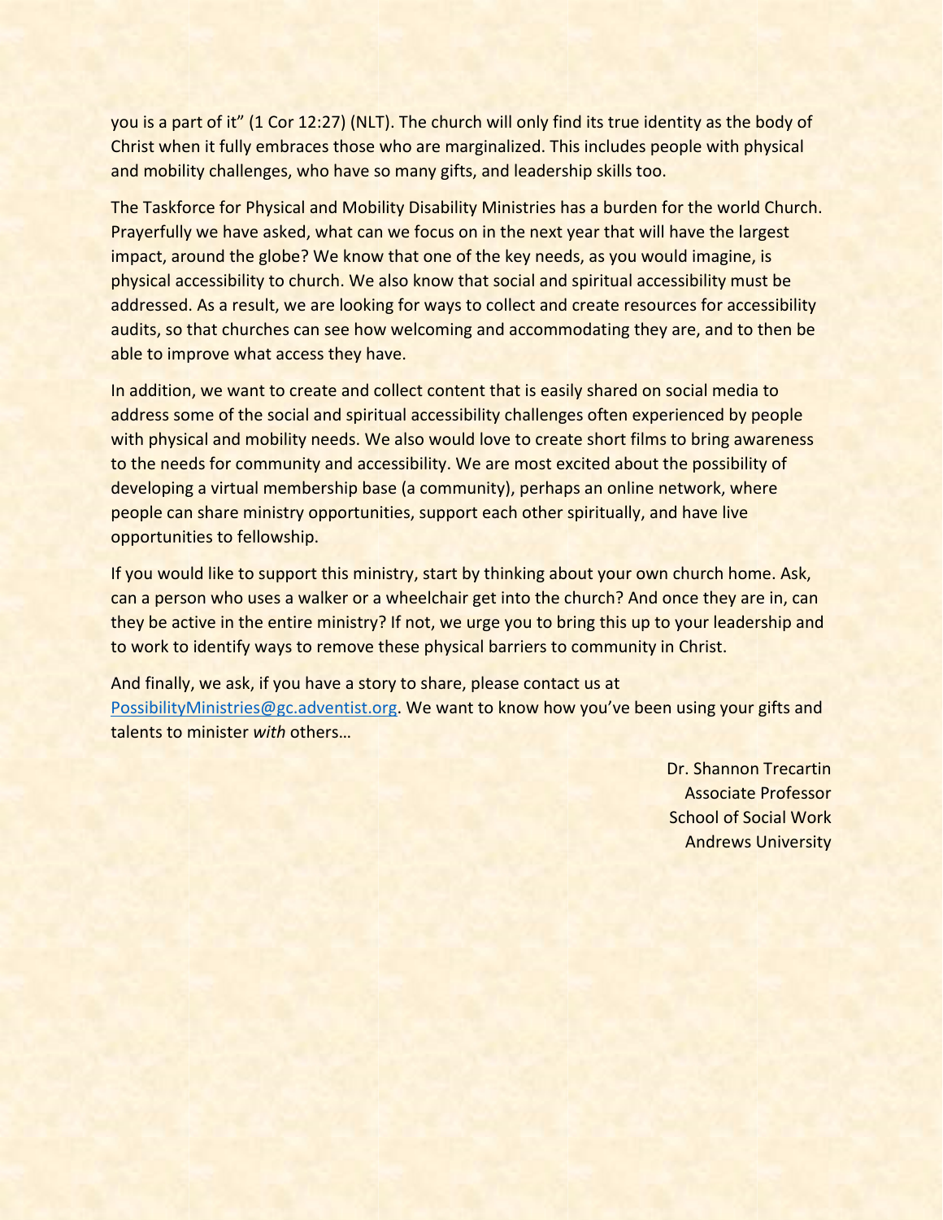you is a part of it" (1 Cor 12:27) (NLT). The church will only find its true identity as the body of Christ when it fully embraces those who are marginalized. This includes people with physical and mobility challenges, who have so many gifts, and leadership skills too.

The Taskforce for Physical and Mobility Disability Ministries has a burden for the world Church. Prayerfully we have asked, what can we focus on in the next year that will have the largest impact, around the globe? We know that one of the key needs, as you would imagine, is physical accessibility to church. We also know that social and spiritual accessibility must be addressed. As a result, we are looking for ways to collect and create resources for accessibility audits, so that churches can see how welcoming and accommodating they are, and to then be able to improve what access they have.

In addition, we want to create and collect content that is easily shared on social media to address some of the social and spiritual accessibility challenges often experienced by people with physical and mobility needs. We also would love to create short films to bring awareness to the needs for community and accessibility. We are most excited about the possibility of developing a virtual membership base (a community), perhaps an online network, where people can share ministry opportunities, support each other spiritually, and have live opportunities to fellowship.

If you would like to support this ministry, start by thinking about your own church home. Ask, can a person who uses a walker or a wheelchair get into the church? And once they are in, can they be active in the entire ministry? If not, we urge you to bring this up to your leadership and to work to identify ways to remove these physical barriers to community in Christ.

And finally, we ask, if you have a story to share, please contact us at PossibilityMinistries@gc.adventist.org. We want to know how you've been using your gifts and talents to minister *with* others…

Dr. Shannon Trecartin
Associate Professor
School of Social Work
Andrews University